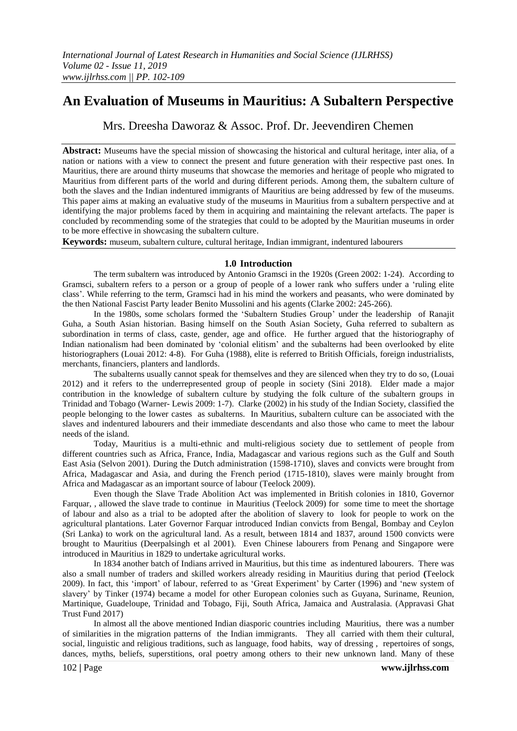# An Evaluation of Museums in Mauritius: A Subaltern Perspective

Mrs. Dreesha Daworaz & Assoc. Prof. Dr. Jeevendiren Chemen

**Abstract:** Museums have the special mission of showcasing the historical and cultural heritage, inter alia, of a nation or nations with a view to connect the present and future generation with their respective past ones. In Mauritius, there are around thirty museums that showcase the memories and heritage of people who migrated to Mauritius from different parts of the world and during different periods. Among them, the subaltern culture of both the slaves and the Indian indentured immigrants of Mauritius are being addressed by few of the museums. This paper aims at making an evaluative study of the museums in Mauritius from a subaltern perspective and at identifying the major problems faced by them in acquiring and maintaining the relevant artefacts. The paper is concluded by recommending some of the strategies that could to be adopted by the Mauritian museums in order to be more effective in showcasing the subaltern culture.

**Keywords:** museum, subaltern culture, cultural heritage, Indian immigrant, indentured labourers

## 1.0 Introduction

The term subaltern was introduced by Antonio Gramsci in the 1920s (Green 2002: 1-24). According to Gramsci, subaltern refers to a person or a group of people of a lower rank who suffers under a 'ruling elite class'. While referring to the term, Gramsci had in his mind the workers and peasants, who were dominated by the then National Fascist Party leader Benito Mussolini and his agents (Clarke 2002: 245-266).

In the 1980s, some scholars formed the 'Subaltern Studies Group' under the leadership of Ranajit Guha, a South Asian historian. Basing himself on the South Asian Society, Guha referred to subaltern as subordination in terms of class, caste, gender, age and office. He further argued that the historiography of Indian nationalism had been dominated by 'colonial elitism' and the subalterns had been overlooked by elite historiographers (Louai 2012: 4-8). For Guha (1988), elite is referred to British Officials, foreign industrialists, merchants, financiers, planters and landlords.

The subalterns usually cannot speak for themselves and they are silenced when they try to do so, (Louai 2012) and it refers to the underrepresented group of people in society (Sini 2018). Elder made a major contribution in the knowledge of subaltern culture by studying the folk culture of the subaltern groups in Trinidad and Tobago (Warner- Lewis 2009: 1-7). Clarke (2002) in his study of the Indian Society, classified the people belonging to the lower castes as subalterns. In Mauritius, subaltern culture can be associated with the slaves and indentured labourers and their immediate descendants and also those who came to meet the labour needs of the island.

Today, Mauritius is a multi-ethnic and multi-religious society due to settlement of people from different countries such as Africa, France, India, Madagascar and various regions such as the Gulf and South East Asia (Selvon 2001). During the Dutch administration (1598-1710), slaves and convicts were brought from Africa, Madagascar and Asia, and during the French period (1715-1810), slaves were mainly brought from Africa and Madagascar as an important source of labour (Teelock 2009).

Even though the Slave Trade Abolition Act was implemented in British colonies in 1810, Governor Farquar, , allowed the slave trade to continue in Mauritius (Teelock 2009) for some time to meet the shortage of labour and also as a trial to be adopted after the abolition of slavery to look for people to work on the agricultural plantations. Later Governor Farquar introduced Indian convicts from Bengal, Bombay and Ceylon (Sri Lanka) to work on the agricultural land. As a result, between 1814 and 1837, around 1500 convicts were brought to Mauritius (Deerpalsingh et al 2001). Even Chinese labourers from Penang and Singapore were introduced in Mauritius in 1829 to undertake agricultural works.

In 1834 another batch of Indians arrived in Mauritius, but this time as indentured labourers. There was also a small number of traders and skilled workers already residing in Mauritius during that period (Teelock 2009). In fact, this 'import' of labour, referred to as 'Great Experiment' by Carter (1996) and 'new system of slavery' by Tinker (1974) became a model for other European colonies such as Guyana, Suriname, Reunion, Martinique, Guadeloupe, Trinidad and Tobago, Fiji, South Africa, Jamaica and Australasia. (Appravasi Ghat Trust Fund 2017)

In almost all the above mentioned Indian diasporic countries including Mauritius, there was a number of similarities in the migration patterns of the Indian immigrants. They all carried with them their cultural, social, linguistic and religious traditions, such as language, food habits, way of dressing , repertoires of songs, dances, myths, beliefs, superstitions, oral poetry among others to their new unknown land. Many of these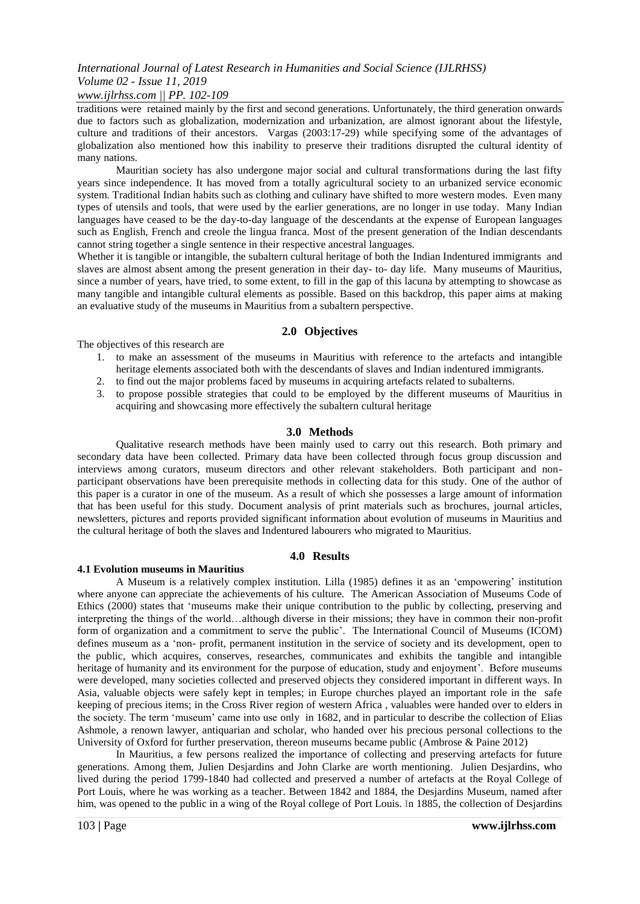traditions were retained mainly by the first and second generations. Unfortunately, the third generation onwards due to factors such as globalization, modernization and urbanization, are almost ignorant about the lifestyle, culture and traditions of their ancestors. Vargas (2003:17-29) while specifying some of the advantages of globalization also mentioned how this inability to preserve their traditions disrupted the cultural identity of many nations.

Mauritian society has also undergone major social and cultural transformations during the last fifty years since independence. It has moved from a totally agricultural society to an urbanized service economic system. Traditional Indian habits such as clothing and culinary have shifted to more western modes. Even many types of utensils and tools, that were used by the earlier generations, are no longer in use today. Many Indian languages have ceased to be the day-to-day language of the descendants at the expense of European languages such as English, French and creole the lingua franca. Most of the present generation of the Indian descendants cannot string together a single sentence in their respective ancestral languages.

Whether it is tangible or intangible, the subaltern cultural heritage of both the Indian Indentured immigrants and slaves are almost absent among the present generation in their day- to- day life. Many museums of Mauritius, since a number of years, have tried, to some extent, to fill in the gap of this lacuna by attempting to showcase as many tangible and intangible cultural elements as possible. Based on this backdrop, this paper aims at making an evaluative study of the museums in Mauritius from a subaltern perspective.

## 2.0 Objectives

The objectives of this research are

1. to make an assessment of the museums in Mauritius with reference to the artefacts and intangible heritage elements associated both with the descendants of slaves and Indian indentured immigrants.
2. to find out the major problems faced by museums in acquiring artefacts related to subalterns.
3. to propose possible strategies that could to be employed by the different museums of Mauritius in acquiring and showcasing more effectively the subaltern cultural heritage

## 3.0 Methods

Qualitative research methods have been mainly used to carry out this research. Both primary and secondary data have been collected. Primary data have been collected through focus group discussion and interviews among curators, museum directors and other relevant stakeholders. Both participant and non-participant observations have been prerequisite methods in collecting data for this study. One of the author of this paper is a curator in one of the museum. As a result of which she possesses a large amount of information that has been useful for this study. Document analysis of print materials such as brochures, journal articles, newsletters, pictures and reports provided significant information about evolution of museums in Mauritius and the cultural heritage of both the slaves and Indentured labourers who migrated to Mauritius.

## 4.0 Results

### 4.1 Evolution museums in Mauritius

A Museum is a relatively complex institution. Lilla (1985) defines it as an 'empowering' institution where anyone can appreciate the achievements of his culture. The American Association of Museums Code of Ethics (2000) states that 'museums make their unique contribution to the public by collecting, preserving and interpreting the things of the world…although diverse in their missions; they have in common their non-profit form of organization and a commitment to serve the public'. The International Council of Museums (ICOM) defines museum as a 'non- profit, permanent institution in the service of society and its development, open to the public, which acquires, conserves, researches, communicates and exhibits the tangible and intangible heritage of humanity and its environment for the purpose of education, study and enjoyment'. Before museums were developed, many societies collected and preserved objects they considered important in different ways. In Asia, valuable objects were safely kept in temples; in Europe churches played an important role in the safe keeping of precious items; in the Cross River region of western Africa , valuables were handed over to elders in the society. The term 'museum' came into use only in 1682, and in particular to describe the collection of Elias Ashmole, a renown lawyer, antiquarian and scholar, who handed over his precious personal collections to the University of Oxford for further preservation, thereon museums became public (Ambrose & Paine 2012)

In Mauritius, a few persons realized the importance of collecting and preserving artefacts for future generations. Among them, Julien Desjardins and John Clarke are worth mentioning. Julien Desjardins, who lived during the period 1799-1840 had collected and preserved a number of artefacts at the Royal College of Port Louis, where he was working as a teacher. Between 1842 and 1884, the Desjardins Museum, named after him, was opened to the public in a wing of the Royal college of Port Louis. In 1885, the collection of Desjardins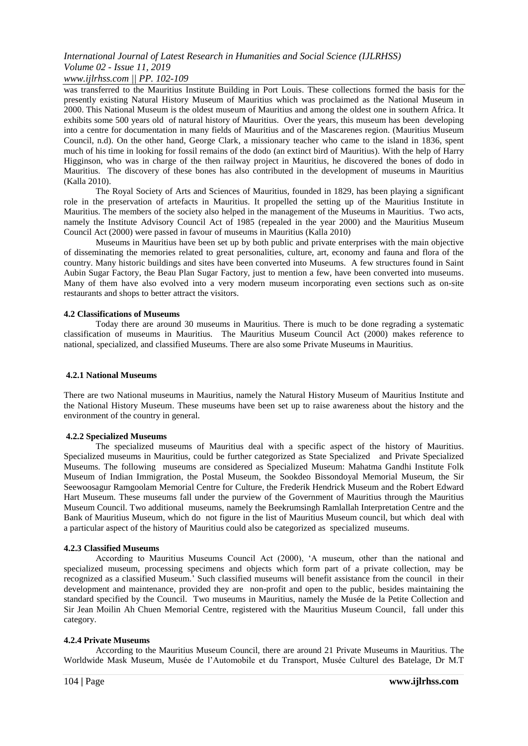was transferred to the Mauritius Institute Building in Port Louis. These collections formed the basis for the presently existing Natural History Museum of Mauritius which was proclaimed as the National Museum in 2000. This National Museum is the oldest museum of Mauritius and among the oldest one in southern Africa. It exhibits some 500 years old of natural history of Mauritius. Over the years, this museum has been developing into a centre for documentation in many fields of Mauritius and of the Mascarenes region. (Mauritius Museum Council, n.d). On the other hand, George Clark, a missionary teacher who came to the island in 1836, spent much of his time in looking for fossil remains of the dodo (an extinct bird of Mauritius). With the help of Harry Higginson, who was in charge of the then railway project in Mauritius, he discovered the bones of dodo in Mauritius. The discovery of these bones has also contributed in the development of museums in Mauritius (Kalla 2010).

The Royal Society of Arts and Sciences of Mauritius, founded in 1829, has been playing a significant role in the preservation of artefacts in Mauritius. It propelled the setting up of the Mauritius Institute in Mauritius. The members of the society also helped in the management of the Museums in Mauritius. Two acts, namely the Institute Advisory Council Act of 1985 (repealed in the year 2000) and the Mauritius Museum Council Act (2000) were passed in favour of museums in Mauritius (Kalla 2010)

Museums in Mauritius have been set up by both public and private enterprises with the main objective of disseminating the memories related to great personalities, culture, art, economy and fauna and flora of the country. Many historic buildings and sites have been converted into Museums. A few structures found in Saint Aubin Sugar Factory, the Beau Plan Sugar Factory, just to mention a few, have been converted into museums. Many of them have also evolved into a very modern museum incorporating even sections such as on-site restaurants and shops to better attract the visitors.

### 4.2 Classifications of Museums

Today there are around 30 museums in Mauritius. There is much to be done regrading a systematic classification of museums in Mauritius. The Mauritius Museum Council Act (2000) makes reference to national, specialized, and classified Museums. There are also some Private Museums in Mauritius.

#### 4.2.1 National Museums

There are two National museums in Mauritius, namely the Natural History Museum of Mauritius Institute and the National History Museum. These museums have been set up to raise awareness about the history and the environment of the country in general.

#### 4.2.2 Specialized Museums

The specialized museums of Mauritius deal with a specific aspect of the history of Mauritius. Specialized museums in Mauritius, could be further categorized as State Specialized and Private Specialized Museums. The following museums are considered as Specialized Museum: Mahatma Gandhi Institute Folk Museum of Indian Immigration, the Postal Museum, the Sookdeo Bissondoyal Memorial Museum, the Sir Seewoosagur Ramgoolam Memorial Centre for Culture, the Frederik Hendrick Museum and the Robert Edward Hart Museum. These museums fall under the purview of the Government of Mauritius through the Mauritius Museum Council. Two additional museums, namely the Beekrumsingh Ramlallah Interpretation Centre and the Bank of Mauritius Museum, which do not figure in the list of Mauritius Museum council, but which deal with a particular aspect of the history of Mauritius could also be categorized as specialized museums.

#### 4.2.3 Classified Museums

According to Mauritius Museums Council Act (2000), 'A museum, other than the national and specialized museum, processing specimens and objects which form part of a private collection, may be recognized as a classified Museum.' Such classified museums will benefit assistance from the council in their development and maintenance, provided they are non-profit and open to the public, besides maintaining the standard specified by the Council. Two museums in Mauritius, namely the Musée de la Petite Collection and Sir Jean Moilin Ah Chuen Memorial Centre, registered with the Mauritius Museum Council, fall under this category.

#### 4.2.4 Private Museums

According to the Mauritius Museum Council, there are around 21 Private Museums in Mauritius. The Worldwide Mask Museum, Musée de l'Automobile et du Transport, Musée Culturel des Batelage, Dr M.T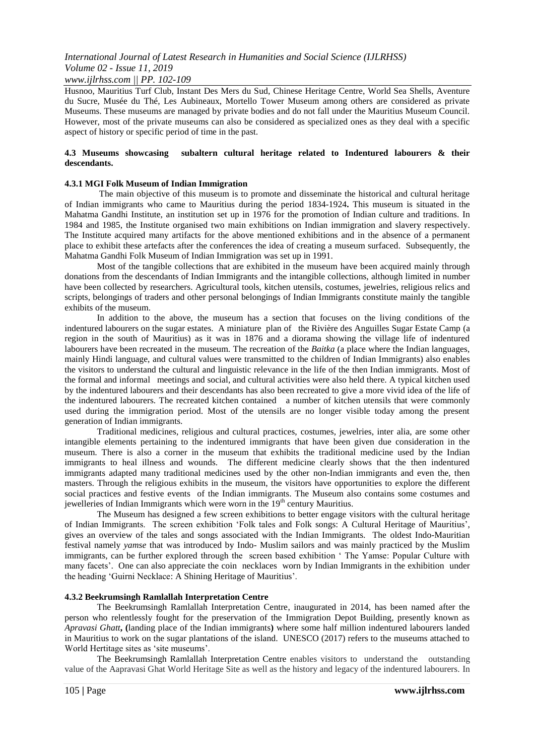Husnoo, Mauritius Turf Club, Instant Des Mers du Sud, Chinese Heritage Centre, World Sea Shells, Aventure du Sucre, Musée du Thé, Les Aubineaux, Mortello Tower Museum among others are considered as private Museums. These museums are managed by private bodies and do not fall under the Mauritius Museum Council. However, most of the private museums can also be considered as specialized ones as they deal with a specific aspect of history or specific period of time in the past.

### 4.3 Museums showcasing subaltern cultural heritage related to Indentured labourers & their descendants.

#### 4.3.1 MGI Folk Museum of Indian Immigration

The main objective of this museum is to promote and disseminate the historical and cultural heritage of Indian immigrants who came to Mauritius during the period 1834-1924**.** This museum is situated in the Mahatma Gandhi Institute, an institution set up in 1976 for the promotion of Indian culture and traditions. In 1984 and 1985, the Institute organised two main exhibitions on Indian immigration and slavery respectively. The Institute acquired many artifacts for the above mentioned exhibitions and in the absence of a permanent place to exhibit these artefacts after the conferences the idea of creating a museum surfaced. Subsequently, the Mahatma Gandhi Folk Museum of Indian Immigration was set up in 1991.

Most of the tangible collections that are exhibited in the museum have been acquired mainly through donations from the descendants of Indian Immigrants and the intangible collections, although limited in number have been collected by researchers. Agricultural tools, kitchen utensils, costumes, jewelries, religious relics and scripts, belongings of traders and other personal belongings of Indian Immigrants constitute mainly the tangible exhibits of the museum.

In addition to the above, the museum has a section that focuses on the living conditions of the indentured labourers on the sugar estates. A miniature plan of the Rivière des Anguilles Sugar Estate Camp (a region in the south of Mauritius) as it was in 1876 and a diorama showing the village life of indentured labourers have been recreated in the museum. The recreation of the *Baitka* (a place where the Indian languages, mainly Hindi language, and cultural values were transmitted to the children of Indian Immigrants) also enables the visitors to understand the cultural and linguistic relevance in the life of the then Indian immigrants. Most of the formal and informal meetings and social, and cultural activities were also held there. A typical kitchen used by the indentured labourers and their descendants has also been recreated to give a more vivid idea of the life of the indentured labourers. The recreated kitchen contained a number of kitchen utensils that were commonly used during the immigration period. Most of the utensils are no longer visible today among the present generation of Indian immigrants.

Traditional medicines, religious and cultural practices, costumes, jewelries, inter alia, are some other intangible elements pertaining to the indentured immigrants that have been given due consideration in the museum. There is also a corner in the museum that exhibits the traditional medicine used by the Indian immigrants to heal illness and wounds. The different medicine clearly shows that the then indentured immigrants adapted many traditional medicines used by the other non-Indian immigrants and even the, then masters. Through the religious exhibits in the museum, the visitors have opportunities to explore the different social practices and festive events of the Indian immigrants. The Museum also contains some costumes and jewelleries of Indian Immigrants which were worn in the 19th century Mauritius.

The Museum has designed a few screen exhibitions to better engage visitors with the cultural heritage of Indian Immigrants. The screen exhibition 'Folk tales and Folk songs: A Cultural Heritage of Mauritius', gives an overview of the tales and songs associated with the Indian Immigrants. The oldest Indo-Mauritian festival namely *yamse* that was introduced by Indo- Muslim sailors and was mainly practiced by the Muslim immigrants, can be further explored through the screen based exhibition ' The Yamse: Popular Culture with many facets'. One can also appreciate the coin necklaces worn by Indian Immigrants in the exhibition under the heading 'Guirni Necklace: A Shining Heritage of Mauritius'.

#### 4.3.2 Beekrumsingh Ramlallah Interpretation Centre

The Beekrumsingh Ramlallah Interpretation Centre, inaugurated in 2014, has been named after the person who relentlessly fought for the preservation of the Immigration Depot Building, presently known as *Apravasi Ghatt***, (**landing place of the Indian immigrants**)** where some half million indentured labourers landed in Mauritius to work on the sugar plantations of the island. UNESCO (2017) refers to the museums attached to World Hertitage sites as 'site museums'.

The Beekrumsingh Ramlallah Interpretation Centre enables visitors to understand the outstanding value of the Aapravasi Ghat World Heritage Site as well as the history and legacy of the indentured labourers. In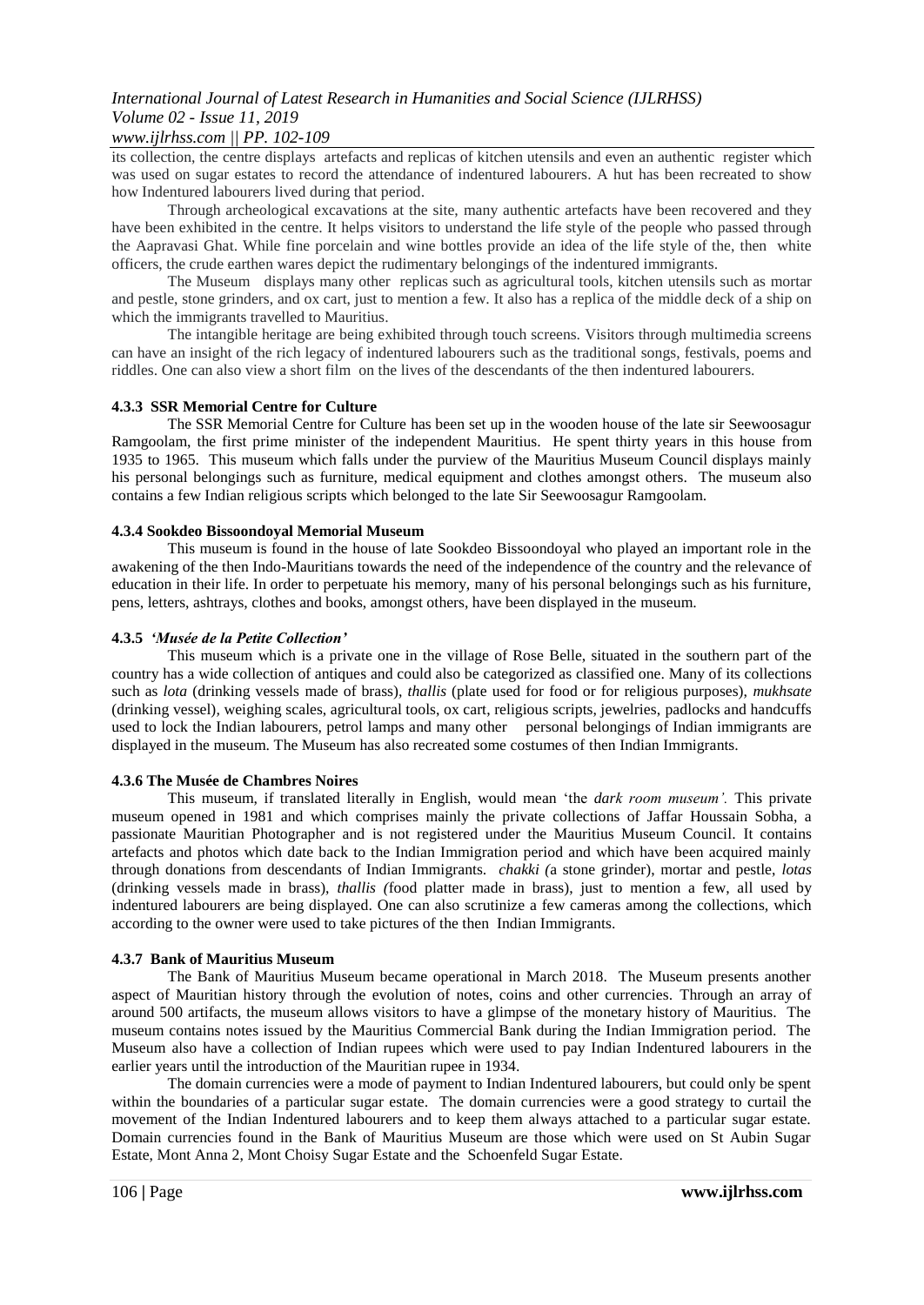its collection, the centre displays artefacts and replicas of kitchen utensils and even an authentic register which was used on sugar estates to record the attendance of indentured labourers. A hut has been recreated to show how Indentured labourers lived during that period.

Through archeological excavations at the site, many authentic artefacts have been recovered and they have been exhibited in the centre. It helps visitors to understand the life style of the people who passed through the Aapravasi Ghat. While fine porcelain and wine bottles provide an idea of the life style of the, then white officers, the crude earthen wares depict the rudimentary belongings of the indentured immigrants.

The Museum displays many other replicas such as agricultural tools, kitchen utensils such as mortar and pestle, stone grinders, and ox cart, just to mention a few. It also has a replica of the middle deck of a ship on which the immigrants travelled to Mauritius.

The intangible heritage are being exhibited through touch screens. Visitors through multimedia screens can have an insight of the rich legacy of indentured labourers such as the traditional songs, festivals, poems and riddles. One can also view a short film on the lives of the descendants of the then indentured labourers.

#### 4.3.3 SSR Memorial Centre for Culture

The SSR Memorial Centre for Culture has been set up in the wooden house of the late sir Seewoosagur Ramgoolam, the first prime minister of the independent Mauritius. He spent thirty years in this house from 1935 to 1965. This museum which falls under the purview of the Mauritius Museum Council displays mainly his personal belongings such as furniture, medical equipment and clothes amongst others. The museum also contains a few Indian religious scripts which belonged to the late Sir Seewoosagur Ramgoolam.

#### 4.3.4 Sookdeo Bissoondoyal Memorial Museum

This museum is found in the house of late Sookdeo Bissoondoyal who played an important role in the awakening of the then Indo-Mauritians towards the need of the independence of the country and the relevance of education in their life. In order to perpetuate his memory, many of his personal belongings such as his furniture, pens, letters, ashtrays, clothes and books, amongst others, have been displayed in the museum.

#### 4.3.5 *'Musée de la Petite Collection'*

This museum which is a private one in the village of Rose Belle, situated in the southern part of the country has a wide collection of antiques and could also be categorized as classified one. Many of its collections such as *lota* (drinking vessels made of brass), *thallis* (plate used for food or for religious purposes), *mukhsate* (drinking vessel), weighing scales, agricultural tools, ox cart, religious scripts, jewelries, padlocks and handcuffs used to lock the Indian labourers, petrol lamps and many other personal belongings of Indian immigrants are displayed in the museum. The Museum has also recreated some costumes of then Indian Immigrants.

#### 4.3.6 The Musée de Chambres Noires

This museum, if translated literally in English, would mean 'the *dark room museum'.* This private museum opened in 1981 and which comprises mainly the private collections of Jaffar Houssain Sobha, a passionate Mauritian Photographer and is not registered under the Mauritius Museum Council. It contains artefacts and photos which date back to the Indian Immigration period and which have been acquired mainly through donations from descendants of Indian Immigrants. *chakki (*a stone grinder), mortar and pestle, *lotas* (drinking vessels made in brass), *thallis (*food platter made in brass), just to mention a few, all used by indentured labourers are being displayed. One can also scrutinize a few cameras among the collections, which according to the owner were used to take pictures of the then Indian Immigrants.

#### 4.3.7 Bank of Mauritius Museum

The Bank of Mauritius Museum became operational in March 2018. The Museum presents another aspect of Mauritian history through the evolution of notes, coins and other currencies. Through an array of around 500 artifacts, the museum allows visitors to have a glimpse of the monetary history of Mauritius. The museum contains notes issued by the Mauritius Commercial Bank during the Indian Immigration period. The Museum also have a collection of Indian rupees which were used to pay Indian Indentured labourers in the earlier years until the introduction of the Mauritian rupee in 1934.

The domain currencies were a mode of payment to Indian Indentured labourers, but could only be spent within the boundaries of a particular sugar estate. The domain currencies were a good strategy to curtail the movement of the Indian Indentured labourers and to keep them always attached to a particular sugar estate. Domain currencies found in the Bank of Mauritius Museum are those which were used on St Aubin Sugar Estate, Mont Anna 2, Mont Choisy Sugar Estate and the Schoenfeld Sugar Estate.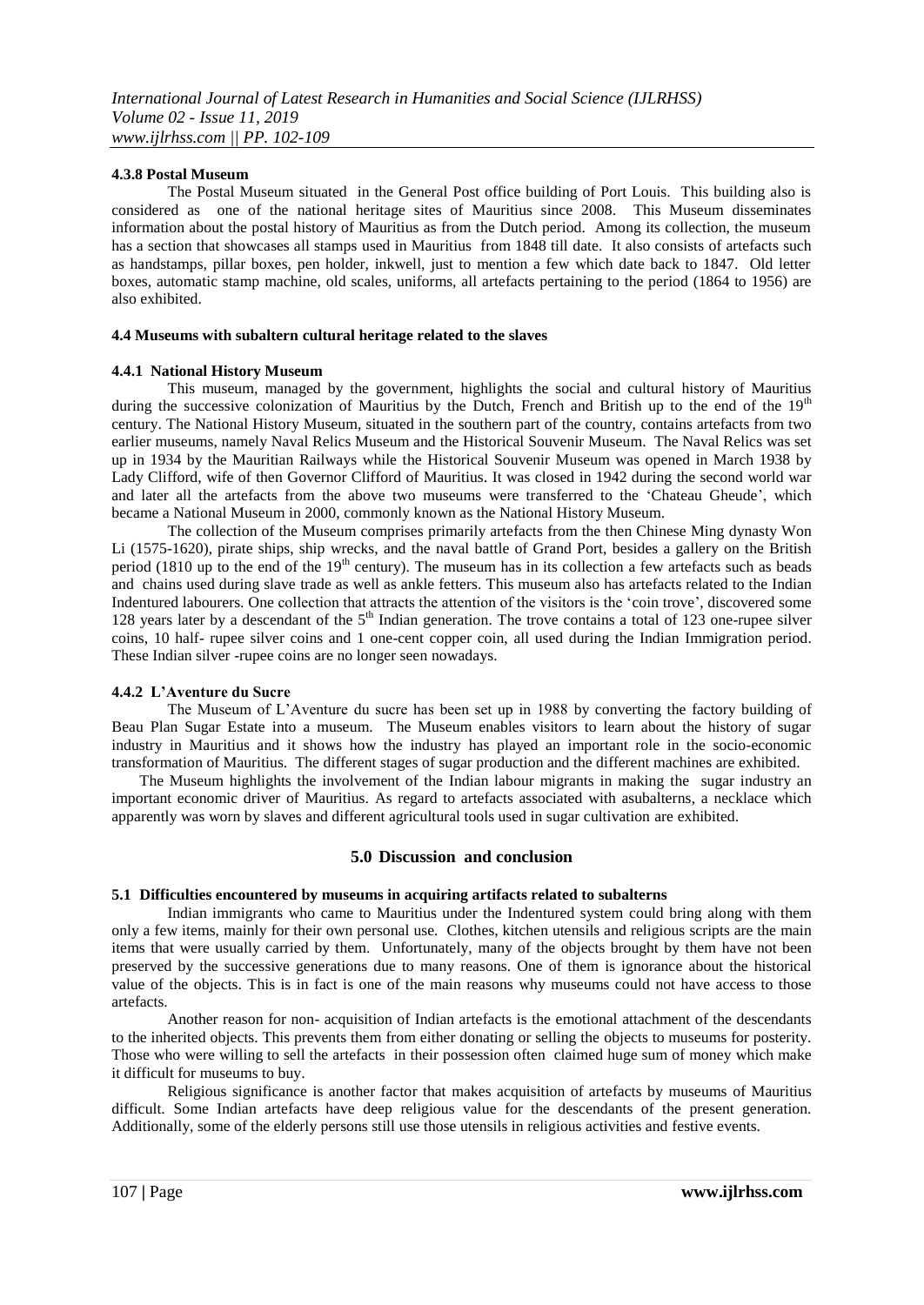#### 4.3.8 Postal Museum

The Postal Museum situated in the General Post office building of Port Louis. This building also is considered as one of the national heritage sites of Mauritius since 2008. This Museum disseminates information about the postal history of Mauritius as from the Dutch period. Among its collection, the museum has a section that showcases all stamps used in Mauritius from 1848 till date. It also consists of artefacts such as handstamps, pillar boxes, pen holder, inkwell, just to mention a few which date back to 1847. Old letter boxes, automatic stamp machine, old scales, uniforms, all artefacts pertaining to the period (1864 to 1956) are also exhibited.

### 4.4 Museums with subaltern cultural heritage related to the slaves

#### 4.4.1 National History Museum

This museum, managed by the government, highlights the social and cultural history of Mauritius during the successive colonization of Mauritius by the Dutch, French and British up to the end of the 19th century. The National History Museum, situated in the southern part of the country, contains artefacts from two earlier museums, namely Naval Relics Museum and the Historical Souvenir Museum. The Naval Relics was set up in 1934 by the Mauritian Railways while the Historical Souvenir Museum was opened in March 1938 by Lady Clifford, wife of then Governor Clifford of Mauritius. It was closed in 1942 during the second world war and later all the artefacts from the above two museums were transferred to the 'Chateau Gheude', which became a National Museum in 2000, commonly known as the National History Museum.

The collection of the Museum comprises primarily artefacts from the then Chinese Ming dynasty Won Li (1575-1620), pirate ships, ship wrecks, and the naval battle of Grand Port, besides a gallery on the British period (1810 up to the end of the 19th century). The museum has in its collection a few artefacts such as beads and chains used during slave trade as well as ankle fetters. This museum also has artefacts related to the Indian Indentured labourers. One collection that attracts the attention of the visitors is the 'coin trove', discovered some 128 years later by a descendant of the 5th Indian generation. The trove contains a total of 123 one-rupee silver coins, 10 half- rupee silver coins and 1 one-cent copper coin, all used during the Indian Immigration period. These Indian silver -rupee coins are no longer seen nowadays.

#### 4.4.2 L'Aventure du Sucre

The Museum of L'Aventure du sucre has been set up in 1988 by converting the factory building of Beau Plan Sugar Estate into a museum. The Museum enables visitors to learn about the history of sugar industry in Mauritius and it shows how the industry has played an important role in the socio-economic transformation of Mauritius. The different stages of sugar production and the different machines are exhibited.

The Museum highlights the involvement of the Indian labour migrants in making the sugar industry an important economic driver of Mauritius. As regard to artefacts associated with asubalterns, a necklace which apparently was worn by slaves and different agricultural tools used in sugar cultivation are exhibited.

## 5.0 Discussion and conclusion

### 5.1 Difficulties encountered by museums in acquiring artifacts related to subalterns

Indian immigrants who came to Mauritius under the Indentured system could bring along with them only a few items, mainly for their own personal use. Clothes, kitchen utensils and religious scripts are the main items that were usually carried by them. Unfortunately, many of the objects brought by them have not been preserved by the successive generations due to many reasons. One of them is ignorance about the historical value of the objects. This is in fact is one of the main reasons why museums could not have access to those artefacts.

Another reason for non- acquisition of Indian artefacts is the emotional attachment of the descendants to the inherited objects. This prevents them from either donating or selling the objects to museums for posterity. Those who were willing to sell the artefacts in their possession often claimed huge sum of money which make it difficult for museums to buy.

Religious significance is another factor that makes acquisition of artefacts by museums of Mauritius difficult. Some Indian artefacts have deep religious value for the descendants of the present generation. Additionally, some of the elderly persons still use those utensils in religious activities and festive events.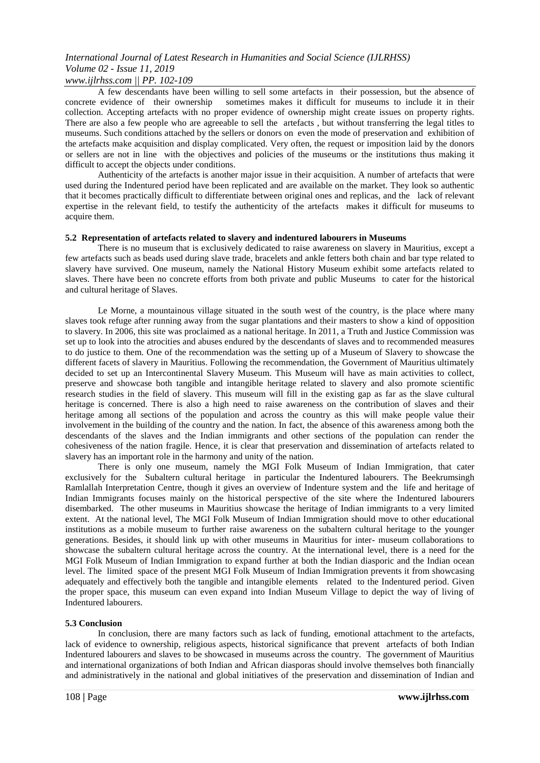A few descendants have been willing to sell some artefacts in their possession, but the absence of concrete evidence of their ownership sometimes makes it difficult for museums to include it in their collection. Accepting artefacts with no proper evidence of ownership might create issues on property rights. There are also a few people who are agreeable to sell the artefacts , but without transferring the legal titles to museums. Such conditions attached by the sellers or donors on even the mode of preservation and exhibition of the artefacts make acquisition and display complicated. Very often, the request or imposition laid by the donors or sellers are not in line with the objectives and policies of the museums or the institutions thus making it difficult to accept the objects under conditions.

Authenticity of the artefacts is another major issue in their acquisition. A number of artefacts that were used during the Indentured period have been replicated and are available on the market. They look so authentic that it becomes practically difficult to differentiate between original ones and replicas, and the lack of relevant expertise in the relevant field, to testify the authenticity of the artefacts makes it difficult for museums to acquire them.

### 5.2 Representation of artefacts related to slavery and indentured labourers in Museums

There is no museum that is exclusively dedicated to raise awareness on slavery in Mauritius, except a few artefacts such as beads used during slave trade, bracelets and ankle fetters both chain and bar type related to slavery have survived. One museum, namely the National History Museum exhibit some artefacts related to slaves. There have been no concrete efforts from both private and public Museums to cater for the historical and cultural heritage of Slaves.

Le Morne, a mountainous village situated in the south west of the country, is the place where many slaves took refuge after running away from the sugar plantations and their masters to show a kind of opposition to slavery. In 2006, this site was proclaimed as a national heritage. In 2011, a Truth and Justice Commission was set up to look into the atrocities and abuses endured by the descendants of slaves and to recommended measures to do justice to them. One of the recommendation was the setting up of a Museum of Slavery to showcase the different facets of slavery in Mauritius. Following the recommendation, the Government of Mauritius ultimately decided to set up an Intercontinental Slavery Museum. This Museum will have as main activities to collect, preserve and showcase both tangible and intangible heritage related to slavery and also promote scientific research studies in the field of slavery. This museum will fill in the existing gap as far as the slave cultural heritage is concerned. There is also a high need to raise awareness on the contribution of slaves and their heritage among all sections of the population and across the country as this will make people value their involvement in the building of the country and the nation. In fact, the absence of this awareness among both the descendants of the slaves and the Indian immigrants and other sections of the population can render the cohesiveness of the nation fragile. Hence, it is clear that preservation and dissemination of artefacts related to slavery has an important role in the harmony and unity of the nation.

There is only one museum, namely the MGI Folk Museum of Indian Immigration, that cater exclusively for the Subaltern cultural heritage in particular the Indentured labourers. The Beekrumsingh Ramlallah Interpretation Centre, though it gives an overview of Indenture system and the life and heritage of Indian Immigrants focuses mainly on the historical perspective of the site where the Indentured labourers disembarked. The other museums in Mauritius showcase the heritage of Indian immigrants to a very limited extent. At the national level, The MGI Folk Museum of Indian Immigration should move to other educational institutions as a mobile museum to further raise awareness on the subaltern cultural heritage to the younger generations. Besides, it should link up with other museums in Mauritius for inter- museum collaborations to showcase the subaltern cultural heritage across the country. At the international level, there is a need for the MGI Folk Museum of Indian Immigration to expand further at both the Indian diasporic and the Indian ocean level. The limited space of the present MGI Folk Museum of Indian Immigration prevents it from showcasing adequately and effectively both the tangible and intangible elements related to the Indentured period. Given the proper space, this museum can even expand into Indian Museum Village to depict the way of living of Indentured labourers.

### 5.3 Conclusion

In conclusion, there are many factors such as lack of funding, emotional attachment to the artefacts, lack of evidence to ownership, religious aspects, historical significance that prevent artefacts of both Indian Indentured labourers and slaves to be showcased in museums across the country. The government of Mauritius and international organizations of both Indian and African diasporas should involve themselves both financially and administratively in the national and global initiatives of the preservation and dissemination of Indian and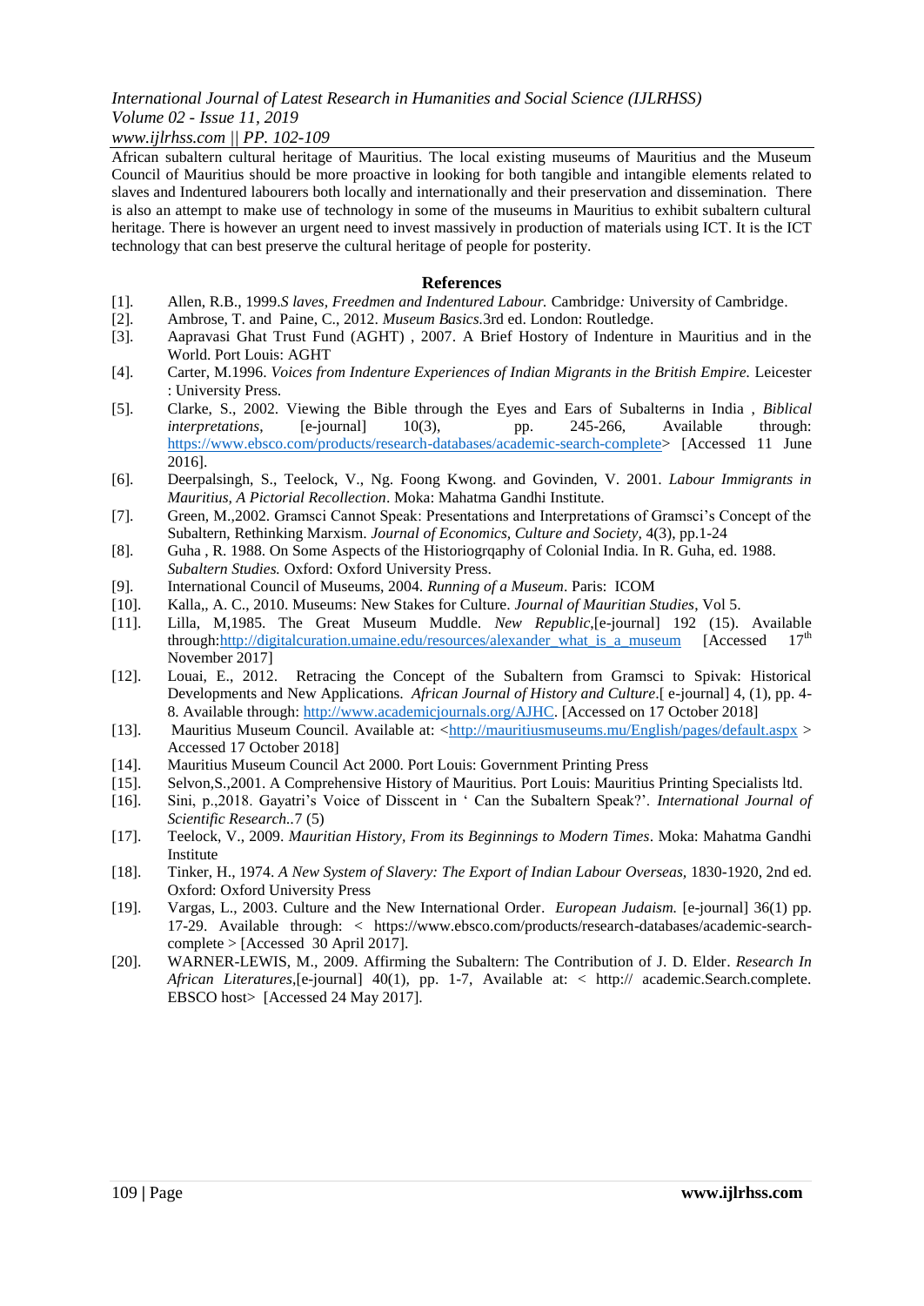African subaltern cultural heritage of Mauritius. The local existing museums of Mauritius and the Museum Council of Mauritius should be more proactive in looking for both tangible and intangible elements related to slaves and Indentured labourers both locally and internationally and their preservation and dissemination. There is also an attempt to make use of technology in some of the museums in Mauritius to exhibit subaltern cultural heritage. There is however an urgent need to invest massively in production of materials using ICT. It is the ICT technology that can best preserve the cultural heritage of people for posterity.

## References

[1]. Allen, R.B., 1999.*S laves, Freedmen and Indentured Labour.* Cambridge*:* University of Cambridge.

[2]. Ambrose, T. and Paine, C., 2012. *Museum Basics.*3rd ed. London: Routledge.

[3]. Aapravasi Ghat Trust Fund (AGHT) , 2007. A Brief Hostory of Indenture in Mauritius and in the World. Port Louis: AGHT

[4]. Carter, M.1996. *Voices from Indenture Experiences of Indian Migrants in the British Empire.* Leicester : University Press.

[5]. Clarke, S., 2002. Viewing the Bible through the Eyes and Ears of Subalterns in India , *Biblical interpretations*, [e-journal] 10(3), pp. 245-266, Available through: https://www.ebsco.com/products/research-databases/academic-search-complete> [Accessed 11 June 2016].

[6]. Deerpalsingh, S., Teelock, V., Ng. Foong Kwong. and Govinden, V. 2001. *Labour Immigrants in Mauritius, A Pictorial Recollection*. Moka: Mahatma Gandhi Institute.

[7]. Green, M.,2002. Gramsci Cannot Speak: Presentations and Interpretations of Gramsci's Concept of the Subaltern, Rethinking Marxism. *Journal of Economics, Culture and Society,* 4(3), pp.1-24

[8]. Guha , R. 1988. On Some Aspects of the Historiogrqaphy of Colonial India. In R. Guha, ed. 1988. *Subaltern Studies.* Oxford: Oxford University Press.

[9]. International Council of Museums, 2004. *Running of a Museum*. Paris: ICOM

[10]. Kalla,, A. C., 2010. Museums: New Stakes for Culture. *Journal of Mauritian Studies*, Vol 5.

[11]. Lilla, M,1985. The Great Museum Muddle. *New Republic*,[e-journal] 192 (15). Available through:http://digitalcuration.umaine.edu/resources/alexander_what_is_a_museum [Accessed 17th November 2017]

[12]. Louai, E., 2012. Retracing the Concept of the Subaltern from Gramsci to Spivak: Historical Developments and New Applications. *African Journal of History and Culture*.[ e-journal] 4, (1), pp. 4-8. Available through: http://www.academicjournals.org/AJHC. [Accessed on 17 October 2018]

[13]. Mauritius Museum Council. Available at: <http://mauritiusmuseums.mu/English/pages/default.aspx > Accessed 17 October 2018]

[14]. Mauritius Museum Council Act 2000. Port Louis: Government Printing Press

[15]. Selvon,S.,2001. A Comprehensive History of Mauritius. Port Louis: Mauritius Printing Specialists ltd.

[16]. Sini, p.,2018. Gayatri's Voice of Disscent in ' Can the Subaltern Speak?'. *International Journal of Scientific Research.*.7 (5)

[17]. Teelock, V., 2009. *Mauritian History, From its Beginnings to Modern Times*. Moka: Mahatma Gandhi Institute

[18]. Tinker, H., 1974. *A New System of Slavery: The Export of Indian Labour Overseas,* 1830-1920, 2nd ed. Oxford: Oxford University Press

[19]. Vargas, L., 2003. Culture and the New International Order. *European Judaism.* [e-journal] 36(1) pp. 17-29. Available through: < https://www.ebsco.com/products/research-databases/academic-search-complete > [Accessed 30 April 2017].

[20]. WARNER-LEWIS, M., 2009. Affirming the Subaltern: The Contribution of J. D. Elder. *Research In African Literatures*,[e-journal] 40(1), pp. 1-7, Available at: < http:// academic.Search.complete. EBSCO host> [Accessed 24 May 2017].